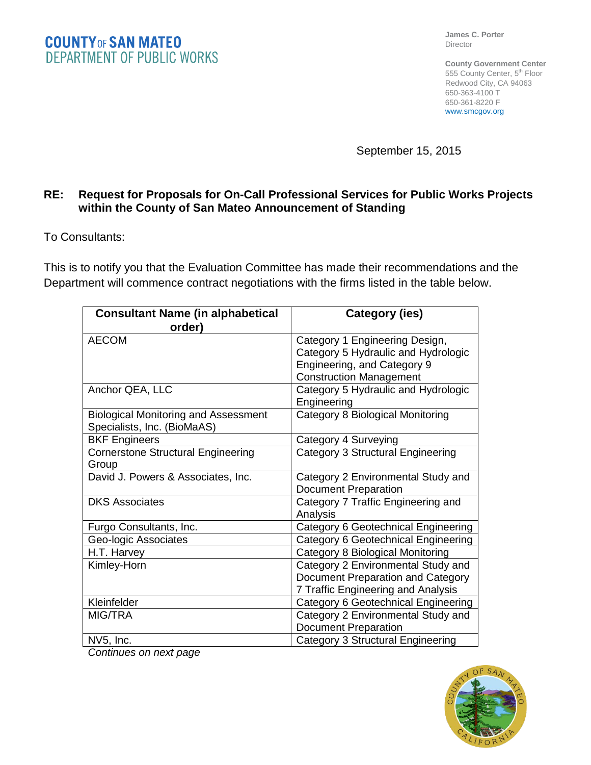**COUNTY OF SAN MATEO**
**DEPARTMENT OF PUBLIC WORKS**

**James C. Porter**
Director

**County Government Center**
555 County Center, 5th Floor
Redwood City, CA 94063
650-363-4100 T
650-361-8220 F
www.smcgov.org

September 15, 2015

**RE: Request for Proposals for On-Call Professional Services for Public Works Projects within the County of San Mateo Announcement of Standing**

To Consultants:

This is to notify you that the Evaluation Committee has made their recommendations and the Department will commence contract negotiations with the firms listed in the table below.

| Consultant Name (in alphabetical order) | Category (ies) |
|---|---|
| AECOM | Category 1 Engineering Design, Category 5 Hydraulic and Hydrologic Engineering, and Category 9 Construction Management |
| Anchor QEA, LLC | Category 5 Hydraulic and Hydrologic Engineering |
| Biological Monitoring and Assessment Specialists, Inc. (BioMaAS) | Category 8 Biological Monitoring |
| BKF Engineers | Category 4 Surveying |
| Cornerstone Structural Engineering Group | Category 3 Structural Engineering |
| David J. Powers & Associates, Inc. | Category 2 Environmental Study and Document Preparation |
| DKS Associates | Category 7 Traffic Engineering and Analysis |
| Furgo Consultants, Inc. | Category 6 Geotechnical Engineering |
| Geo-logic Associates | Category 6 Geotechnical Engineering |
| H.T. Harvey | Category 8 Biological Monitoring |
| Kimley-Horn | Category 2 Environmental Study and Document Preparation and Category 7 Traffic Engineering and Analysis |
| Kleinfelder | Category 6 Geotechnical Engineering |
| MIG/TRA | Category 2 Environmental Study and Document Preparation |
| NV5, Inc. | Category 3 Structural Engineering |

*Continues on next page*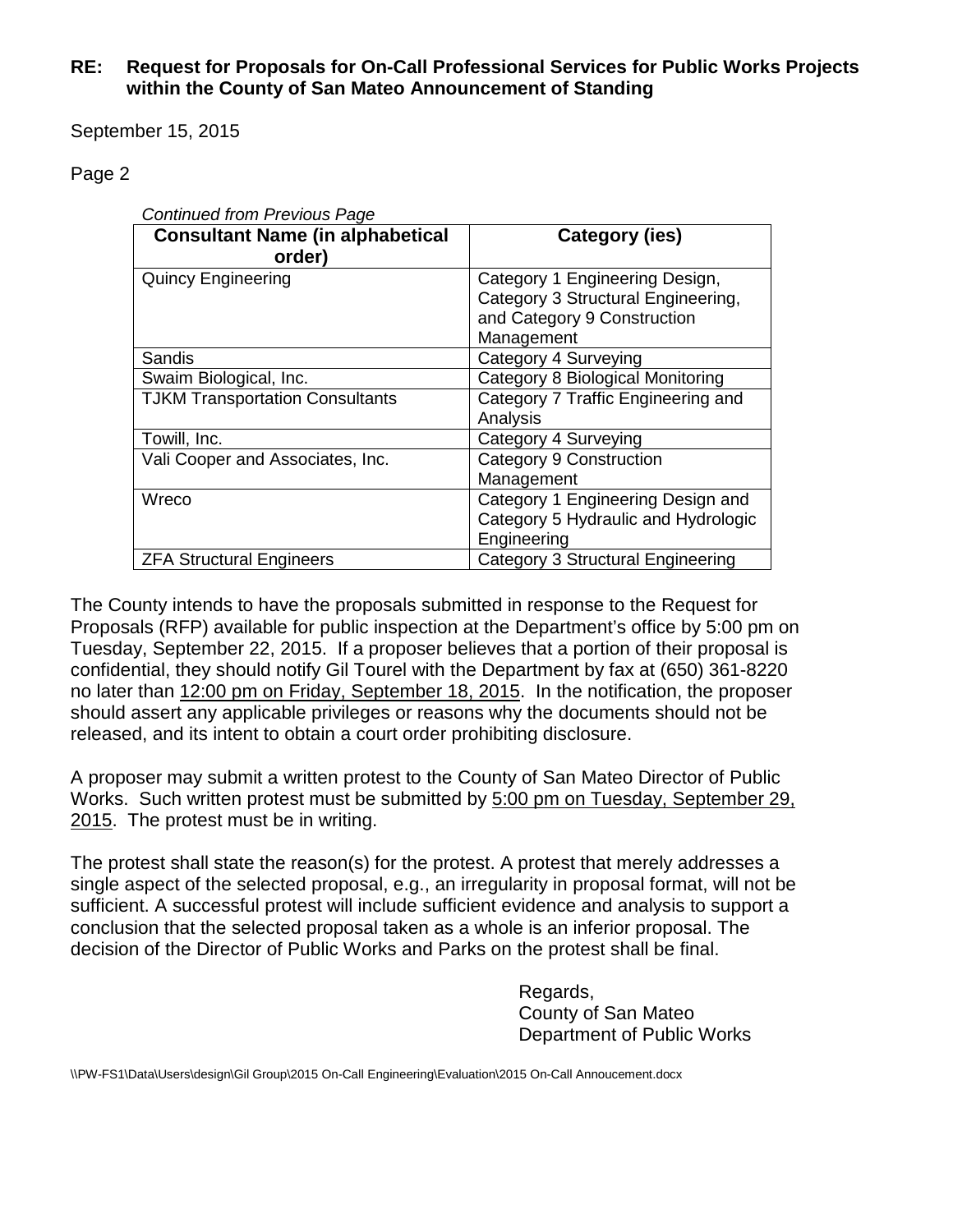**RE: Request for Proposals for On-Call Professional Services for Public Works Projects within the County of San Mateo Announcement of Standing**

September 15, 2015

*Continued from Previous Page*

| Consultant Name (in alphabetical order) | Category (ies) |
|---|---|
| Quincy Engineering | Category 1 Engineering Design, Category 3 Structural Engineering, and Category 9 Construction Management |
| Sandis | Category 4 Surveying |
| Swaim Biological, Inc. | Category 8 Biological Monitoring |
| TJKM Transportation Consultants | Category 7 Traffic Engineering and Analysis |
| Towill, Inc. | Category 4 Surveying |
| Vali Cooper and Associates, Inc. | Category 9 Construction Management |
| Wreco | Category 1 Engineering Design and Category 5 Hydraulic and Hydrologic Engineering |
| ZFA Structural Engineers | Category 3 Structural Engineering |

The County intends to have the proposals submitted in response to the Request for Proposals (RFP) available for public inspection at the Department's office by 5:00 pm on Tuesday, September 22, 2015. If a proposer believes that a portion of their proposal is confidential, they should notify Gil Tourel with the Department by fax at (650) 361-8220 no later than 12:00 pm on Friday, September 18, 2015. In the notification, the proposer should assert any applicable privileges or reasons why the documents should not be released, and its intent to obtain a court order prohibiting disclosure.

A proposer may submit a written protest to the County of San Mateo Director of Public Works. Such written protest must be submitted by 5:00 pm on Tuesday, September 29, 2015. The protest must be in writing.

The protest shall state the reason(s) for the protest. A protest that merely addresses a single aspect of the selected proposal, e.g., an irregularity in proposal format, will not be sufficient. A successful protest will include sufficient evidence and analysis to support a conclusion that the selected proposal taken as a whole is an inferior proposal. The decision of the Director of Public Works and Parks on the protest shall be final.

Regards,
County of San Mateo
Department of Public Works

\\PW-FS1\Data\Users\design\Gil Group\2015 On-Call Engineering\Evaluation\2015 On-Call Annoucement.docx